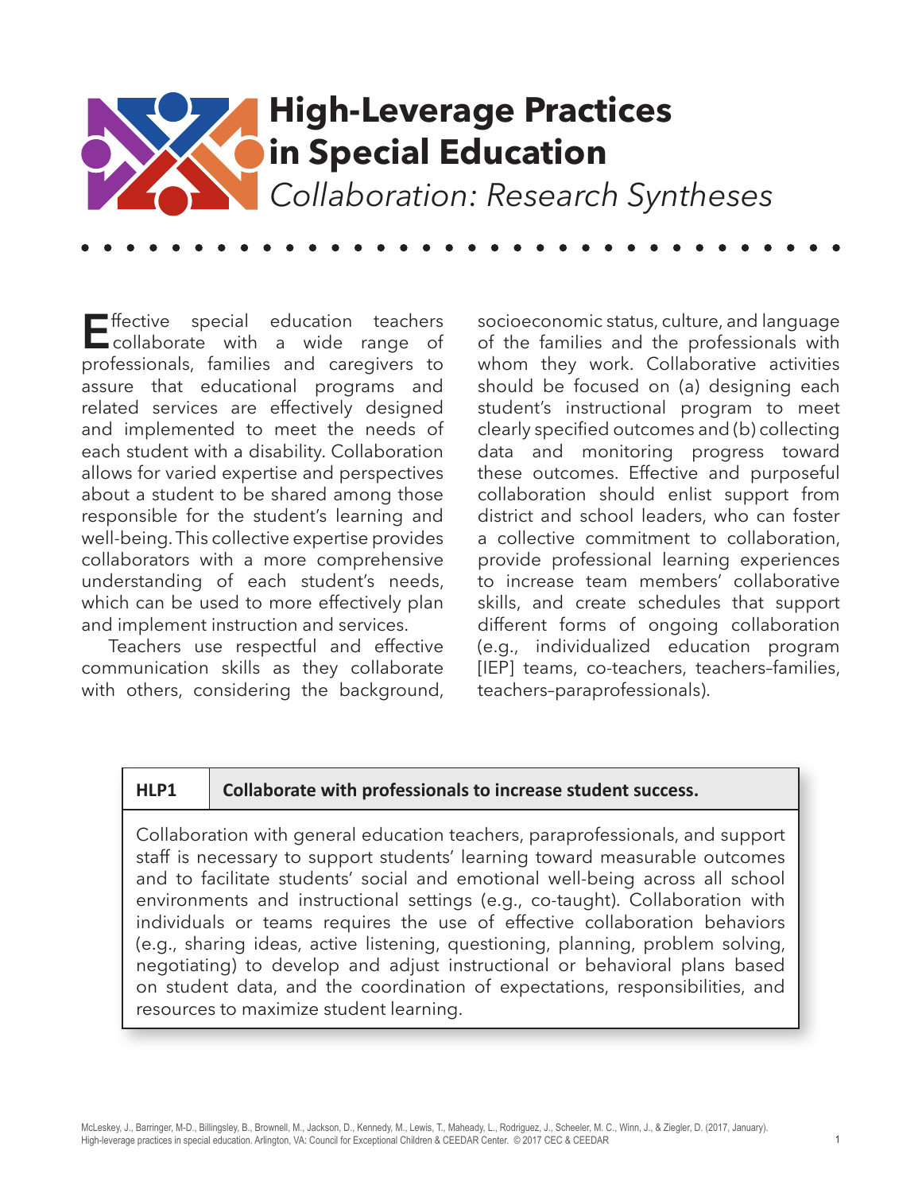# High-Leverage Practices in Special Education

*Collaboration: Research Syntheses*

Effective special education teachers collaborate with a wide range of professionals, families and caregivers to assure that educational programs and related services are effectively designed and implemented to meet the needs of each student with a disability. Collaboration allows for varied expertise and perspectives about a student to be shared among those responsible for the student's learning and well-being. This collective expertise provides collaborators with a more comprehensive understanding of each student's needs, which can be used to more effectively plan and implement instruction and services.

Teachers use respectful and effective communication skills as they collaborate with others, considering the background, socioeconomic status, culture, and language of the families and the professionals with whom they work. Collaborative activities should be focused on (a) designing each student's instructional program to meet clearly specified outcomes and (b) collecting data and monitoring progress toward these outcomes. Effective and purposeful collaboration should enlist support from district and school leaders, who can foster a collective commitment to collaboration, provide professional learning experiences to increase team members' collaborative skills, and create schedules that support different forms of ongoing collaboration (e.g., individualized education program [IEP] teams, co-teachers, teachers–families, teachers–paraprofessionals).

| HLP1 | Collaborate with professionals to increase student success. |
|---|---|
| Collaboration with general education teachers, paraprofessionals, and support staff is necessary to support students' learning toward measurable outcomes and to facilitate students' social and emotional well-being across all school environments and instructional settings (e.g., co-taught). Collaboration with individuals or teams requires the use of effective collaboration behaviors (e.g., sharing ideas, active listening, questioning, planning, problem solving, negotiating) to develop and adjust instructional or behavioral plans based on student data, and the coordination of expectations, responsibilities, and resources to maximize student learning. | |

McLeskey, J., Barringer, M-D., Billingsley, B., Brownell, M., Jackson, D., Kennedy, M., Lewis, T., Maheady, L., Rodriguez, J., Scheeler, M. C., Winn, J., & Ziegler, D. (2017, January). High-leverage practices in special education. Arlington, VA: Council for Exceptional Children & CEEDAR Center. © 2017 CEC & CEEDAR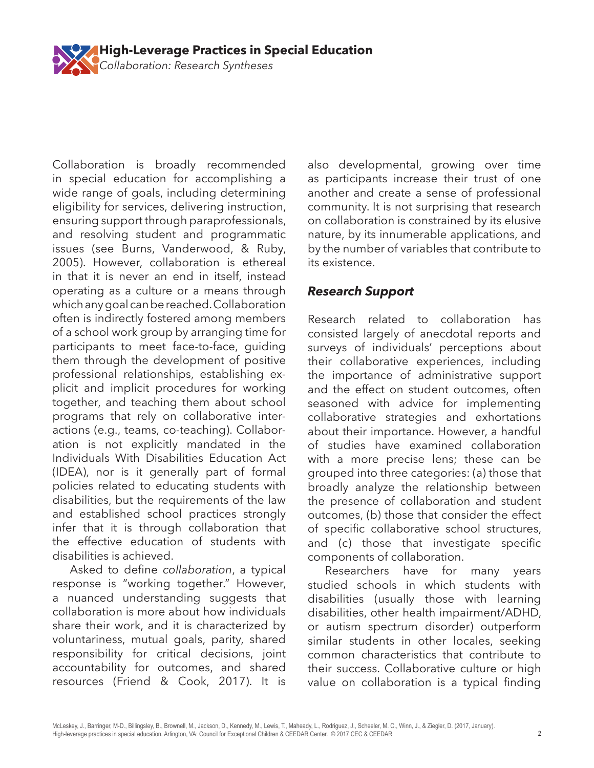Collaboration is broadly recommended in special education for accomplishing a wide range of goals, including determining eligibility for services, delivering instruction, ensuring support through paraprofessionals, and resolving student and programmatic issues (see Burns, Vanderwood, & Ruby, 2005). However, collaboration is ethereal in that it is never an end in itself, instead operating as a culture or a means through which any goal can be reached. Collaboration often is indirectly fostered among members of a school work group by arranging time for participants to meet face-to-face, guiding them through the development of positive professional relationships, establishing explicit and implicit procedures for working together, and teaching them about school programs that rely on collaborative interactions (e.g., teams, co-teaching). Collaboration is not explicitly mandated in the Individuals With Disabilities Education Act (IDEA), nor is it generally part of formal policies related to educating students with disabilities, but the requirements of the law and established school practices strongly infer that it is through collaboration that the effective education of students with disabilities is achieved.

Asked to define *collaboration*, a typical response is "working together." However, a nuanced understanding suggests that collaboration is more about how individuals share their work, and it is characterized by voluntariness, mutual goals, parity, shared responsibility for critical decisions, joint accountability for outcomes, and shared resources (Friend & Cook, 2017). It is also developmental, growing over time as participants increase their trust of one another and create a sense of professional community. It is not surprising that research on collaboration is constrained by its elusive nature, by its innumerable applications, and by the number of variables that contribute to its existence.

### *Research Support*

Research related to collaboration has consisted largely of anecdotal reports and surveys of individuals' perceptions about their collaborative experiences, including the importance of administrative support and the effect on student outcomes, often seasoned with advice for implementing collaborative strategies and exhortations about their importance. However, a handful of studies have examined collaboration with a more precise lens; these can be grouped into three categories: (a) those that broadly analyze the relationship between the presence of collaboration and student outcomes, (b) those that consider the effect of specific collaborative school structures, and (c) those that investigate specific components of collaboration.

Researchers have for many years studied schools in which students with disabilities (usually those with learning disabilities, other health impairment/ADHD, or autism spectrum disorder) outperform similar students in other locales, seeking common characteristics that contribute to their success. Collaborative culture or high value on collaboration is a typical finding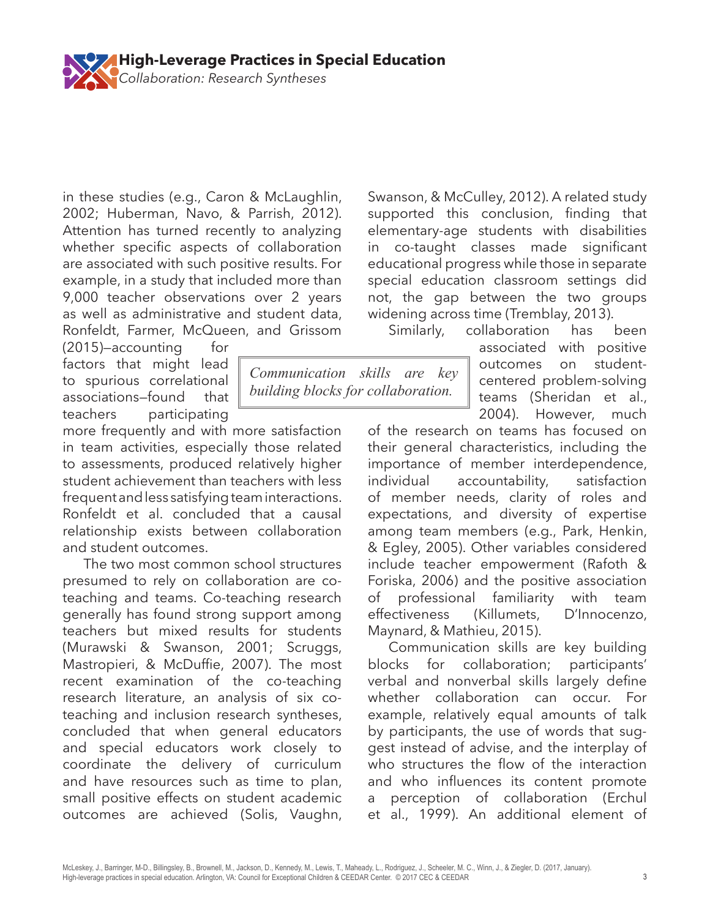in these studies (e.g., Caron & McLaughlin, 2002; Huberman, Navo, & Parrish, 2012). Attention has turned recently to analyzing whether specific aspects of collaboration are associated with such positive results. For example, in a study that included more than 9,000 teacher observations over 2 years as well as administrative and student data, Ronfeldt, Farmer, McQueen, and Grissom (2015)—accounting for factors that might lead to spurious correlational associations—found that teachers participating more frequently and with more satisfaction in team activities, especially those related to assessments, produced relatively higher student achievement than teachers with less frequent and less satisfying team interactions. Ronfeldt et al. concluded that a causal relationship exists between collaboration and student outcomes.

> *Communication skills are key building blocks for collaboration.*

The two most common school structures presumed to rely on collaboration are co-teaching and teams. Co-teaching research generally has found strong support among teachers but mixed results for students (Murawski & Swanson, 2001; Scruggs, Mastropieri, & McDuffie, 2007). The most recent examination of the co-teaching research literature, an analysis of six co-teaching and inclusion research syntheses, concluded that when general educators and special educators work closely to coordinate the delivery of curriculum and have resources such as time to plan, small positive effects on student academic outcomes are achieved (Solis, Vaughn, Swanson, & McCulley, 2012). A related study supported this conclusion, finding that elementary-age students with disabilities in co-taught classes made significant educational progress while those in separate special education classroom settings did not, the gap between the two groups widening across time (Tremblay, 2013).

Similarly, collaboration has been associated with positive outcomes on student-centered problem-solving teams (Sheridan et al., 2004). However, much of the research on teams has focused on their general characteristics, including the importance of member interdependence, individual accountability, satisfaction of member needs, clarity of roles and expectations, and diversity of expertise among team members (e.g., Park, Henkin, & Egley, 2005). Other variables considered include teacher empowerment (Rafoth & Foriska, 2006) and the positive association of professional familiarity with team effectiveness (Killumets, D'Innocenzo, Maynard, & Mathieu, 2015).

Communication skills are key building blocks for collaboration; participants' verbal and nonverbal skills largely define whether collaboration can occur. For example, relatively equal amounts of talk by participants, the use of words that suggest instead of advise, and the interplay of who structures the flow of the interaction and who influences its content promote a perception of collaboration (Erchul et al., 1999). An additional element of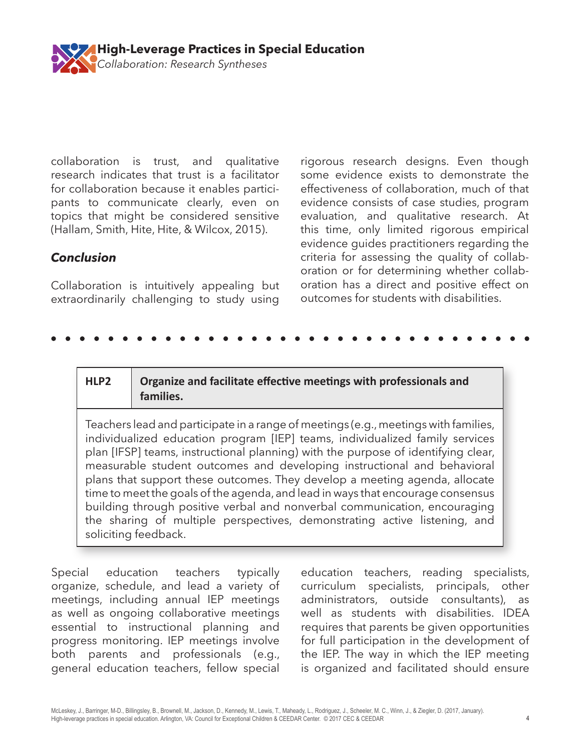collaboration is trust, and qualitative research indicates that trust is a facilitator for collaboration because it enables participants to communicate clearly, even on topics that might be considered sensitive (Hallam, Smith, Hite, Hite, & Wilcox, 2015).

### *Conclusion*

Collaboration is intuitively appealing but extraordinarily challenging to study using rigorous research designs. Even though some evidence exists to demonstrate the effectiveness of collaboration, much of that evidence consists of case studies, program evaluation, and qualitative research. At this time, only limited rigorous empirical evidence guides practitioners regarding the criteria for assessing the quality of collaboration or for determining whether collaboration has a direct and positive effect on outcomes for students with disabilities.

| **HLP2** | **Organize and facilitate effective meetings with professionals and families.** |
|---|---|
| Teachers lead and participate in a range of meetings (e.g., meetings with families, individualized education program [IEP] teams, individualized family services plan [IFSP] teams, instructional planning) with the purpose of identifying clear, measurable student outcomes and developing instructional and behavioral plans that support these outcomes. They develop a meeting agenda, allocate time to meet the goals of the agenda, and lead in ways that encourage consensus building through positive verbal and nonverbal communication, encouraging the sharing of multiple perspectives, demonstrating active listening, and soliciting feedback. | |

Special education teachers typically organize, schedule, and lead a variety of meetings, including annual IEP meetings as well as ongoing collaborative meetings essential to instructional planning and progress monitoring. IEP meetings involve both parents and professionals (e.g., general education teachers, fellow special education teachers, reading specialists, curriculum specialists, principals, other administrators, outside consultants), as well as students with disabilities. IDEA requires that parents be given opportunities for full participation in the development of the IEP. The way in which the IEP meeting is organized and facilitated should ensure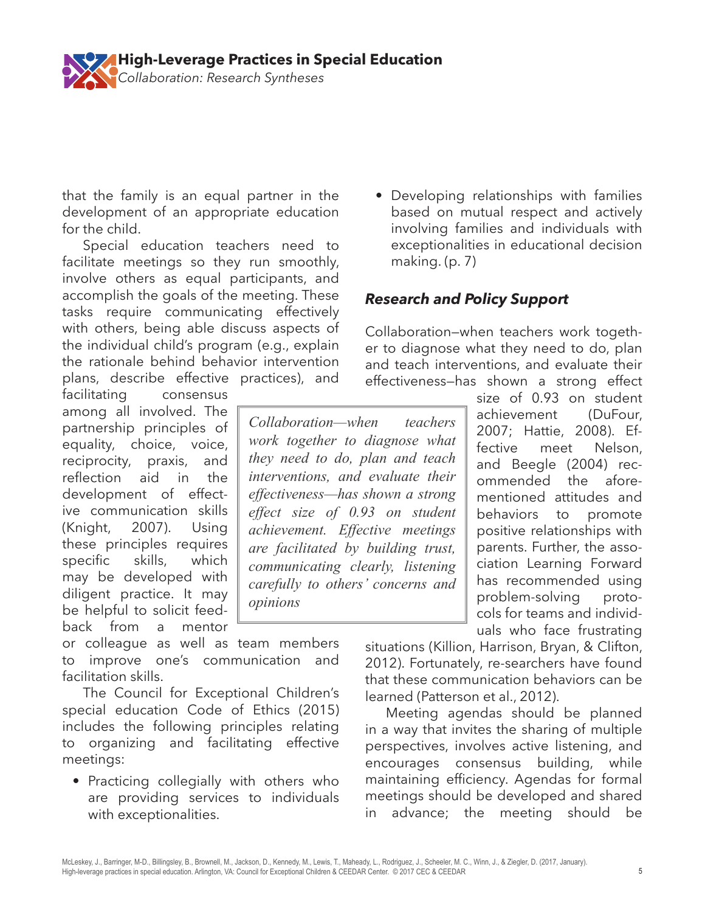that the family is an equal partner in the development of an appropriate education for the child.

Special education teachers need to facilitate meetings so they run smoothly, involve others as equal participants, and accomplish the goals of the meeting. These tasks require communicating effectively with others, being able discuss aspects of the individual child's program (e.g., explain the rationale behind behavior intervention plans, describe effective practices), and facilitating consensus among all involved. The partnership principles of equality, choice, voice, reciprocity, praxis, and reflection aid in the development of effective communication skills (Knight, 2007). Using these principles requires specific skills, which may be developed with diligent practice. It may be helpful to solicit feedback from a mentor or colleague as well as team members to improve one's communication and facilitation skills.

The Council for Exceptional Children's special education Code of Ethics (2015) includes the following principles relating to organizing and facilitating effective meetings:

- Practicing collegially with others who are providing services to individuals with exceptionalities.
- Developing relationships with families based on mutual respect and actively involving families and individuals with exceptionalities in educational decision making. (p. 7)

### *Research and Policy Support*

Collaboration—when teachers work together to diagnose what they need to do, plan and teach interventions, and evaluate their effectiveness—has shown a strong effect size of 0.93 on student achievement (DuFour, 2007; Hattie, 2008). Effective meet Nelson, and Beegle (2004) recommended the aforementioned attitudes and behaviors to promote positive relationships with parents. Further, the association Learning Forward has recommended using problem-solving protocols for teams and individuals who face frustrating situations (Killion, Harrison, Bryan, & Clifton, 2012). Fortunately, re-searchers have found that these communication behaviors can be learned (Patterson et al., 2012).

> *Collaboration—when teachers work together to diagnose what they need to do, plan and teach interventions, and evaluate their effectiveness—has shown a strong effect size of 0.93 on student achievement. Effective meetings are facilitated by building trust, communicating clearly, listening carefully to others' concerns and opinions*

Meeting agendas should be planned in a way that invites the sharing of multiple perspectives, involves active listening, and encourages consensus building, while maintaining efficiency. Agendas for formal meetings should be developed and shared in advance; the meeting should be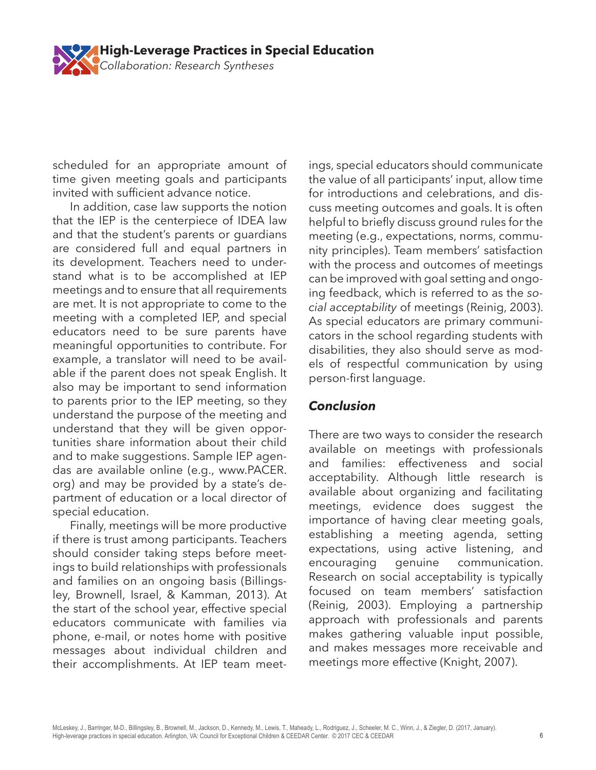scheduled for an appropriate amount of time given meeting goals and participants invited with sufficient advance notice.

In addition, case law supports the notion that the IEP is the centerpiece of IDEA law and that the student's parents or guardians are considered full and equal partners in its development. Teachers need to understand what is to be accomplished at IEP meetings and to ensure that all requirements are met. It is not appropriate to come to the meeting with a completed IEP, and special educators need to be sure parents have meaningful opportunities to contribute. For example, a translator will need to be available if the parent does not speak English. It also may be important to send information to parents prior to the IEP meeting, so they understand the purpose of the meeting and understand that they will be given opportunities share information about their child and to make suggestions. Sample IEP agendas are available online (e.g., www.PACER.org) and may be provided by a state's department of education or a local director of special education.

Finally, meetings will be more productive if there is trust among participants. Teachers should consider taking steps before meetings to build relationships with professionals and families on an ongoing basis (Billingsley, Brownell, Israel, & Kamman, 2013). At the start of the school year, effective special educators communicate with families via phone, e-mail, or notes home with positive messages about individual children and their accomplishments. At IEP team meetings, special educators should communicate the value of all participants' input, allow time for introductions and celebrations, and discuss meeting outcomes and goals. It is often helpful to briefly discuss ground rules for the meeting (e.g., expectations, norms, community principles). Team members' satisfaction with the process and outcomes of meetings can be improved with goal setting and ongoing feedback, which is referred to as the *social acceptability* of meetings (Reinig, 2003). As special educators are primary communicators in the school regarding students with disabilities, they also should serve as models of respectful communication by using person-first language.

### *Conclusion*

There are two ways to consider the research available on meetings with professionals and families: effectiveness and social acceptability. Although little research is available about organizing and facilitating meetings, evidence does suggest the importance of having clear meeting goals, establishing a meeting agenda, setting expectations, using active listening, and encouraging genuine communication. Research on social acceptability is typically focused on team members' satisfaction (Reinig, 2003). Employing a partnership approach with professionals and parents makes gathering valuable input possible, and makes messages more receivable and meetings more effective (Knight, 2007).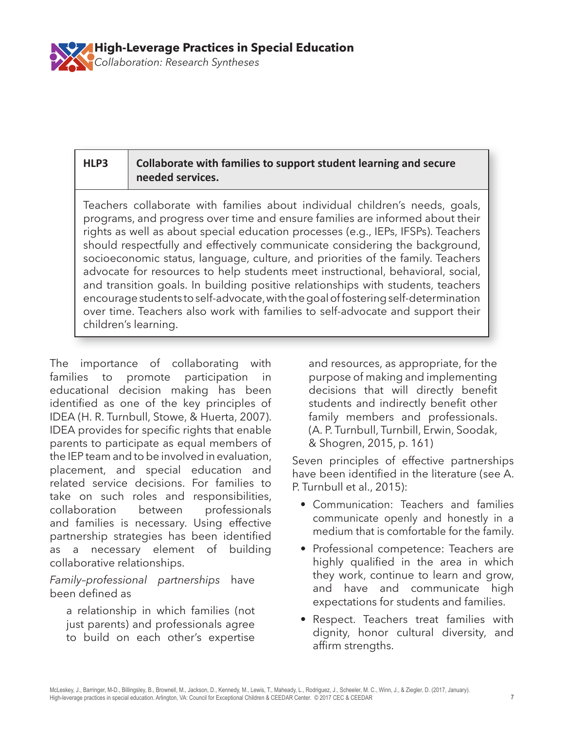| HLP3 | Collaborate with families to support student learning and secure needed services. |
| --- | --- |

Teachers collaborate with families about individual children's needs, goals, programs, and progress over time and ensure families are informed about their rights as well as about special education processes (e.g., IEPs, IFSPs). Teachers should respectfully and effectively communicate considering the background, socioeconomic status, language, culture, and priorities of the family. Teachers advocate for resources to help students meet instructional, behavioral, social, and transition goals. In building positive relationships with students, teachers encourage students to self-advocate, with the goal of fostering self-determination over time. Teachers also work with families to self-advocate and support their children's learning.

The importance of collaborating with families to promote participation in educational decision making has been identified as one of the key principles of IDEA (H. R. Turnbull, Stowe, & Huerta, 2007). IDEA provides for specific rights that enable parents to participate as equal members of the IEP team and to be involved in evaluation, placement, and special education and related service decisions. For families to take on such roles and responsibilities, collaboration between professionals and families is necessary. Using effective partnership strategies has been identified as a necessary element of building collaborative relationships.

*Family–professional partnerships* have been defined as

> a relationship in which families (not just parents) and professionals agree to build on each other's expertise and resources, as appropriate, for the purpose of making and implementing decisions that will directly benefit students and indirectly benefit other family members and professionals. (A. P. Turnbull, Turnbill, Erwin, Soodak, & Shogren, 2015, p. 161)

Seven principles of effective partnerships have been identified in the literature (see A. P. Turnbull et al., 2015):

- Communication: Teachers and families communicate openly and honestly in a medium that is comfortable for the family.
- Professional competence: Teachers are highly qualified in the area in which they work, continue to learn and grow, and have and communicate high expectations for students and families.
- Respect. Teachers treat families with dignity, honor cultural diversity, and affirm strengths.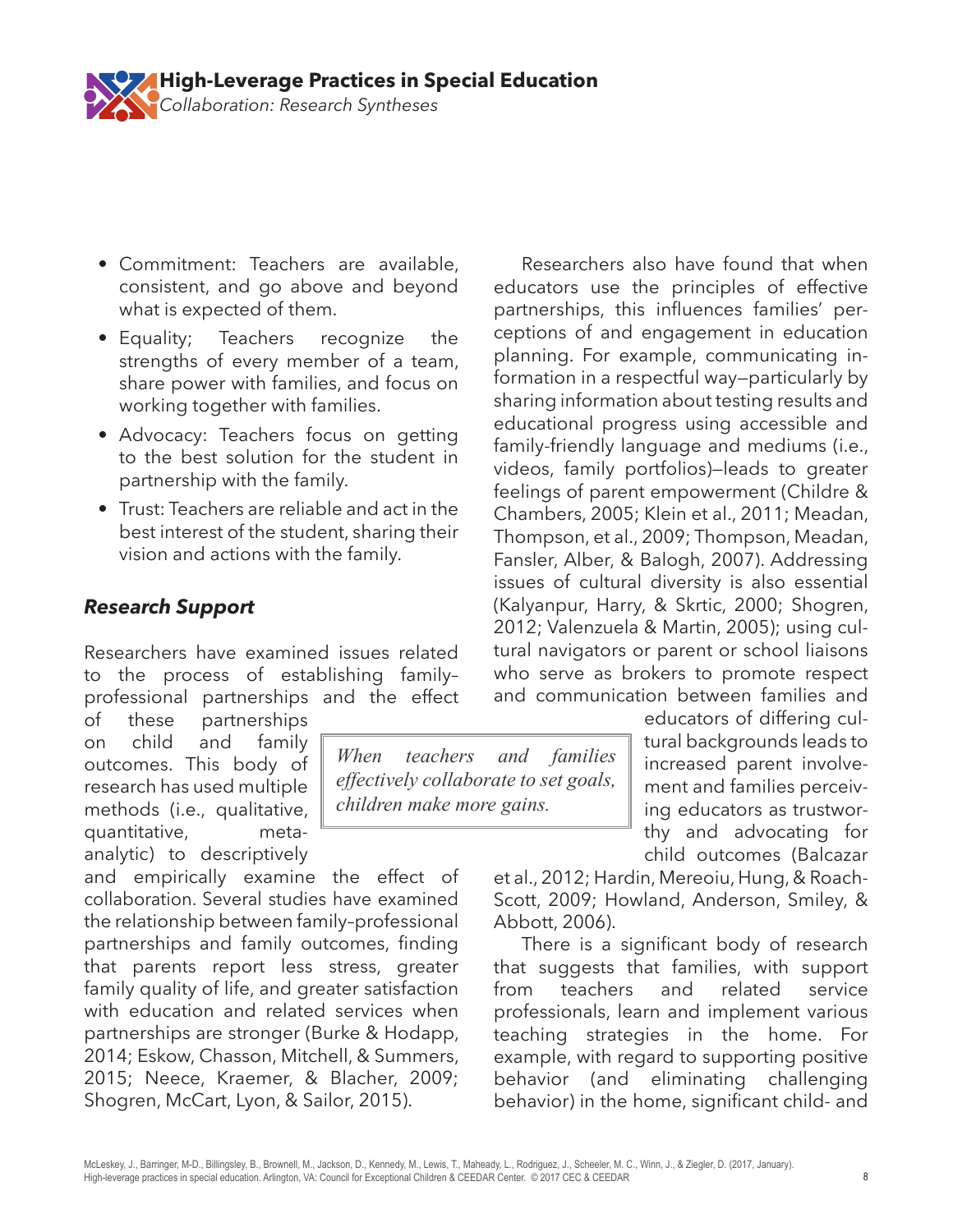- Commitment: Teachers are available, consistent, and go above and beyond what is expected of them.
- Equality; Teachers recognize the strengths of every member of a team, share power with families, and focus on working together with families.
- Advocacy: Teachers focus on getting to the best solution for the student in partnership with the family.
- Trust: Teachers are reliable and act in the best interest of the student, sharing their vision and actions with the family.

### *Research Support*

Researchers have examined issues related to the process of establishing family–professional partnerships and the effect of these partnerships on child and family outcomes. This body of research has used multiple methods (i.e., qualitative, quantitative, meta-analytic) to descriptively and empirically examine the effect of collaboration. Several studies have examined the relationship between family–professional partnerships and family outcomes, finding that parents report less stress, greater family quality of life, and greater satisfaction with education and related services when partnerships are stronger (Burke & Hodapp, 2014; Eskow, Chasson, Mitchell, & Summers, 2015; Neece, Kraemer, & Blacher, 2009; Shogren, McCart, Lyon, & Sailor, 2015).

> *When teachers and families effectively collaborate to set goals, children make more gains.*

Researchers also have found that when educators use the principles of effective partnerships, this influences families' perceptions of and engagement in education planning. For example, communicating information in a respectful way—particularly by sharing information about testing results and educational progress using accessible and family-friendly language and mediums (i.e., videos, family portfolios)—leads to greater feelings of parent empowerment (Childre & Chambers, 2005; Klein et al., 2011; Meadan, Thompson, et al., 2009; Thompson, Meadan, Fansler, Alber, & Balogh, 2007). Addressing issues of cultural diversity is also essential (Kalyanpur, Harry, & Skrtic, 2000; Shogren, 2012; Valenzuela & Martin, 2005); using cultural navigators or parent or school liaisons who serve as brokers to promote respect and communication between families and educators of differing cultural backgrounds leads to increased parent involvement and families perceiving educators as trustworthy and advocating for child outcomes (Balcazar et al., 2012; Hardin, Mereoiu, Hung, & Roach-Scott, 2009; Howland, Anderson, Smiley, & Abbott, 2006).

There is a significant body of research that suggests that families, with support from teachers and related service professionals, learn and implement various teaching strategies in the home. For example, with regard to supporting positive behavior (and eliminating challenging behavior) in the home, significant child- and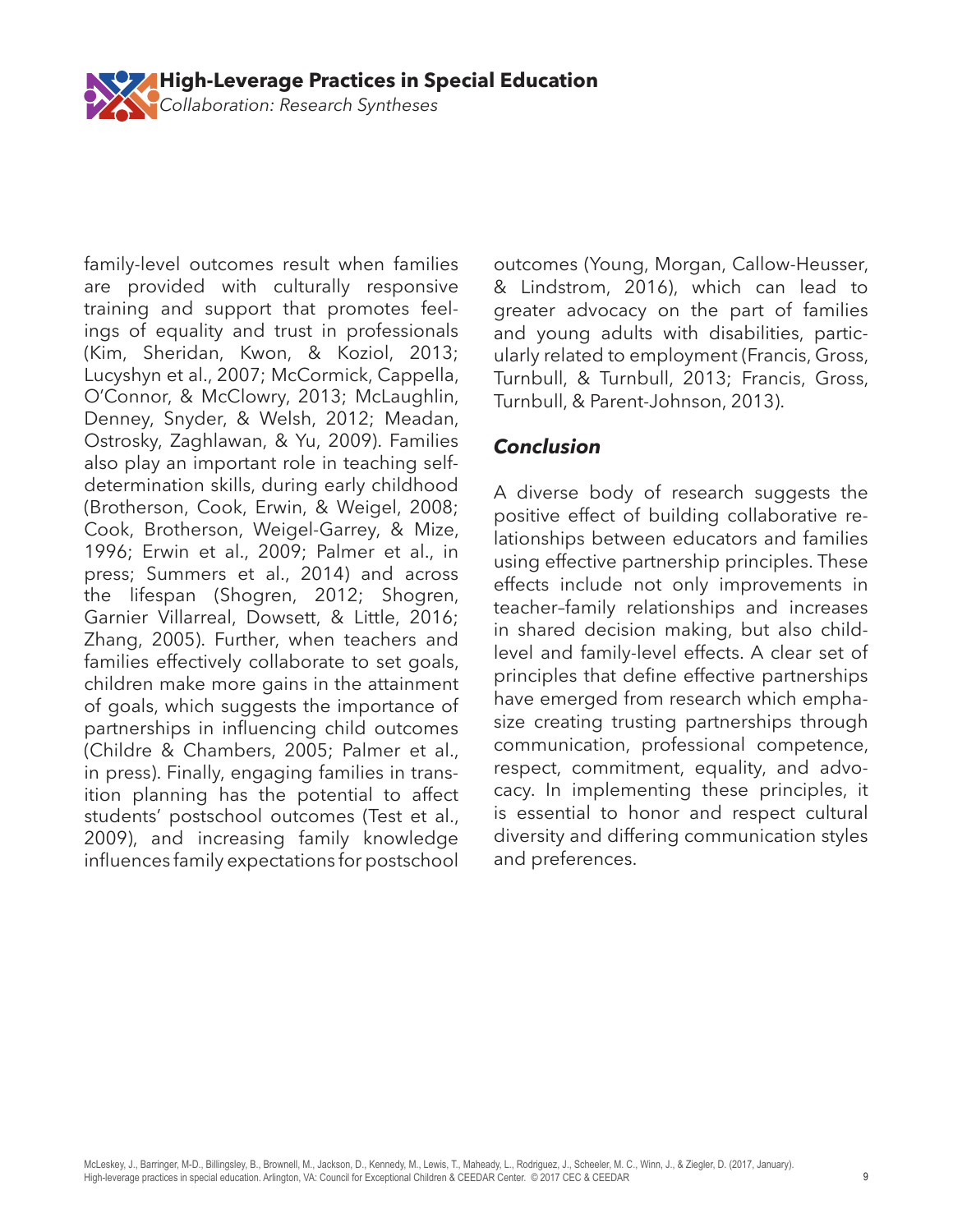family-level outcomes result when families are provided with culturally responsive training and support that promotes feelings of equality and trust in professionals (Kim, Sheridan, Kwon, & Koziol, 2013; Lucyshyn et al., 2007; McCormick, Cappella, O'Connor, & McClowry, 2013; McLaughlin, Denney, Snyder, & Welsh, 2012; Meadan, Ostrosky, Zaghlawan, & Yu, 2009). Families also play an important role in teaching self-determination skills, during early childhood (Brotherson, Cook, Erwin, & Weigel, 2008; Cook, Brotherson, Weigel-Garrey, & Mize, 1996; Erwin et al., 2009; Palmer et al., in press; Summers et al., 2014) and across the lifespan (Shogren, 2012; Shogren, Garnier Villarreal, Dowsett, & Little, 2016; Zhang, 2005). Further, when teachers and families effectively collaborate to set goals, children make more gains in the attainment of goals, which suggests the importance of partnerships in influencing child outcomes (Childre & Chambers, 2005; Palmer et al., in press). Finally, engaging families in transition planning has the potential to affect students' postschool outcomes (Test et al., 2009), and increasing family knowledge influences family expectations for postschool outcomes (Young, Morgan, Callow-Heusser, & Lindstrom, 2016), which can lead to greater advocacy on the part of families and young adults with disabilities, particularly related to employment (Francis, Gross, Turnbull, & Turnbull, 2013; Francis, Gross, Turnbull, & Parent-Johnson, 2013).

### *Conclusion*

A diverse body of research suggests the positive effect of building collaborative relationships between educators and families using effective partnership principles. These effects include not only improvements in teacher–family relationships and increases in shared decision making, but also child-level and family-level effects. A clear set of principles that define effective partnerships have emerged from research which emphasize creating trusting partnerships through communication, professional competence, respect, commitment, equality, and advocacy. In implementing these principles, it is essential to honor and respect cultural diversity and differing communication styles and preferences.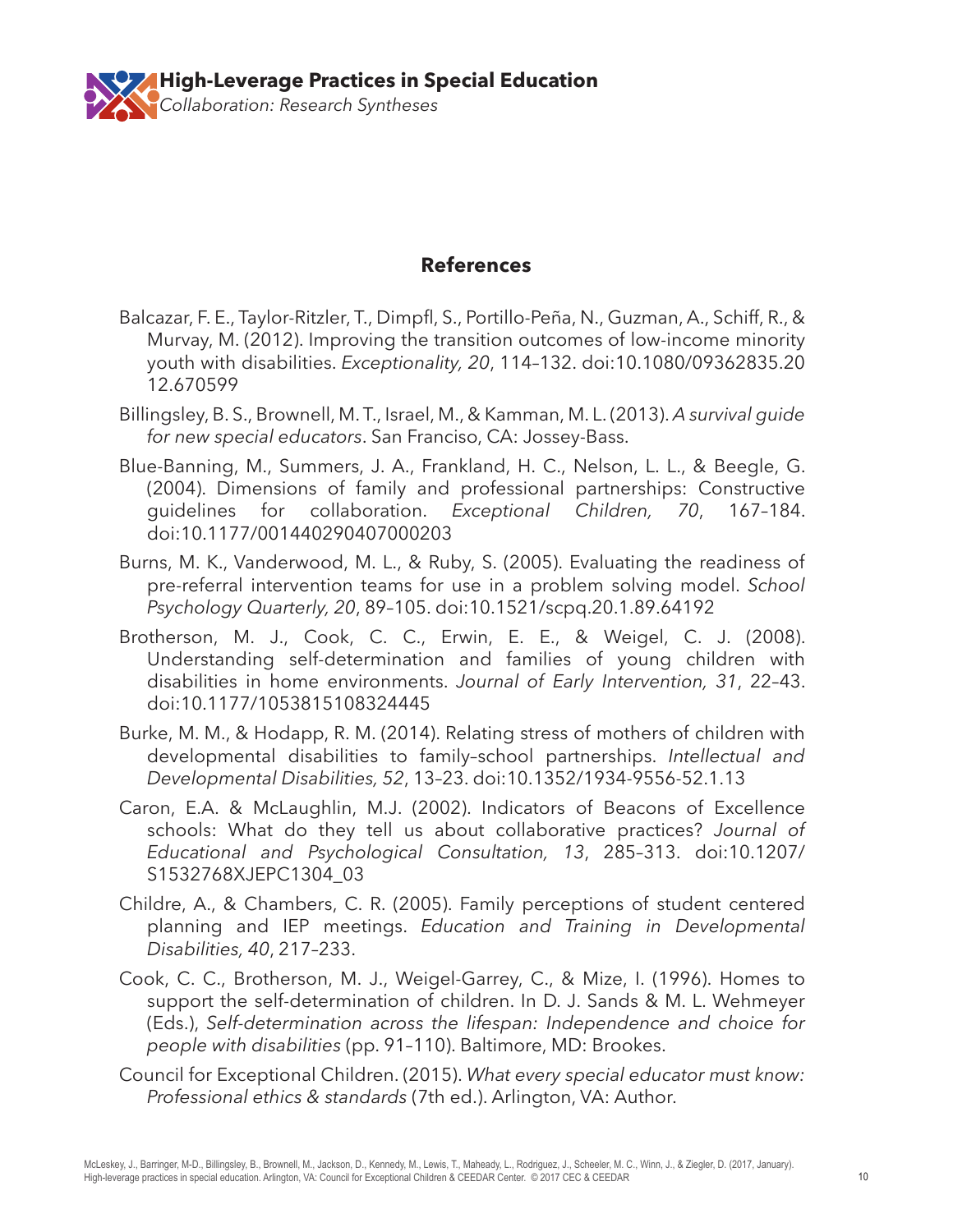## References

Balcazar, F. E., Taylor-Ritzler, T., Dimpfl, S., Portillo-Peña, N., Guzman, A., Schiff, R., & Murvay, M. (2012). Improving the transition outcomes of low-income minority youth with disabilities. *Exceptionality, 20*, 114–132. doi:10.1080/09362835.2012.670599

Billingsley, B. S., Brownell, M. T., Israel, M., & Kamman, M. L. (2013). *A survival guide for new special educators*. San Franciso, CA: Jossey-Bass.

Blue-Banning, M., Summers, J. A., Frankland, H. C., Nelson, L. L., & Beegle, G. (2004). Dimensions of family and professional partnerships: Constructive guidelines for collaboration. *Exceptional Children, 70*, 167–184. doi:10.1177/001440290407000203

Burns, M. K., Vanderwood, M. L., & Ruby, S. (2005). Evaluating the readiness of pre-referral intervention teams for use in a problem solving model. *School Psychology Quarterly, 20*, 89–105. doi:10.1521/scpq.20.1.89.64192

Brotherson, M. J., Cook, C. C., Erwin, E. E., & Weigel, C. J. (2008). Understanding self-determination and families of young children with disabilities in home environments. *Journal of Early Intervention, 31*, 22–43. doi:10.1177/1053815108324445

Burke, M. M., & Hodapp, R. M. (2014). Relating stress of mothers of children with developmental disabilities to family–school partnerships. *Intellectual and Developmental Disabilities, 52*, 13–23. doi:10.1352/1934-9556-52.1.13

Caron, E.A. & McLaughlin, M.J. (2002). Indicators of Beacons of Excellence schools: What do they tell us about collaborative practices? *Journal of Educational and Psychological Consultation, 13*, 285–313. doi:10.1207/S1532768XJEPC1304_03

Childre, A., & Chambers, C. R. (2005). Family perceptions of student centered planning and IEP meetings. *Education and Training in Developmental Disabilities, 40*, 217–233.

Cook, C. C., Brotherson, M. J., Weigel-Garrey, C., & Mize, I. (1996). Homes to support the self-determination of children. In D. J. Sands & M. L. Wehmeyer (Eds.), *Self-determination across the lifespan: Independence and choice for people with disabilities* (pp. 91–110). Baltimore, MD: Brookes.

Council for Exceptional Children. (2015). *What every special educator must know: Professional ethics & standards* (7th ed.). Arlington, VA: Author.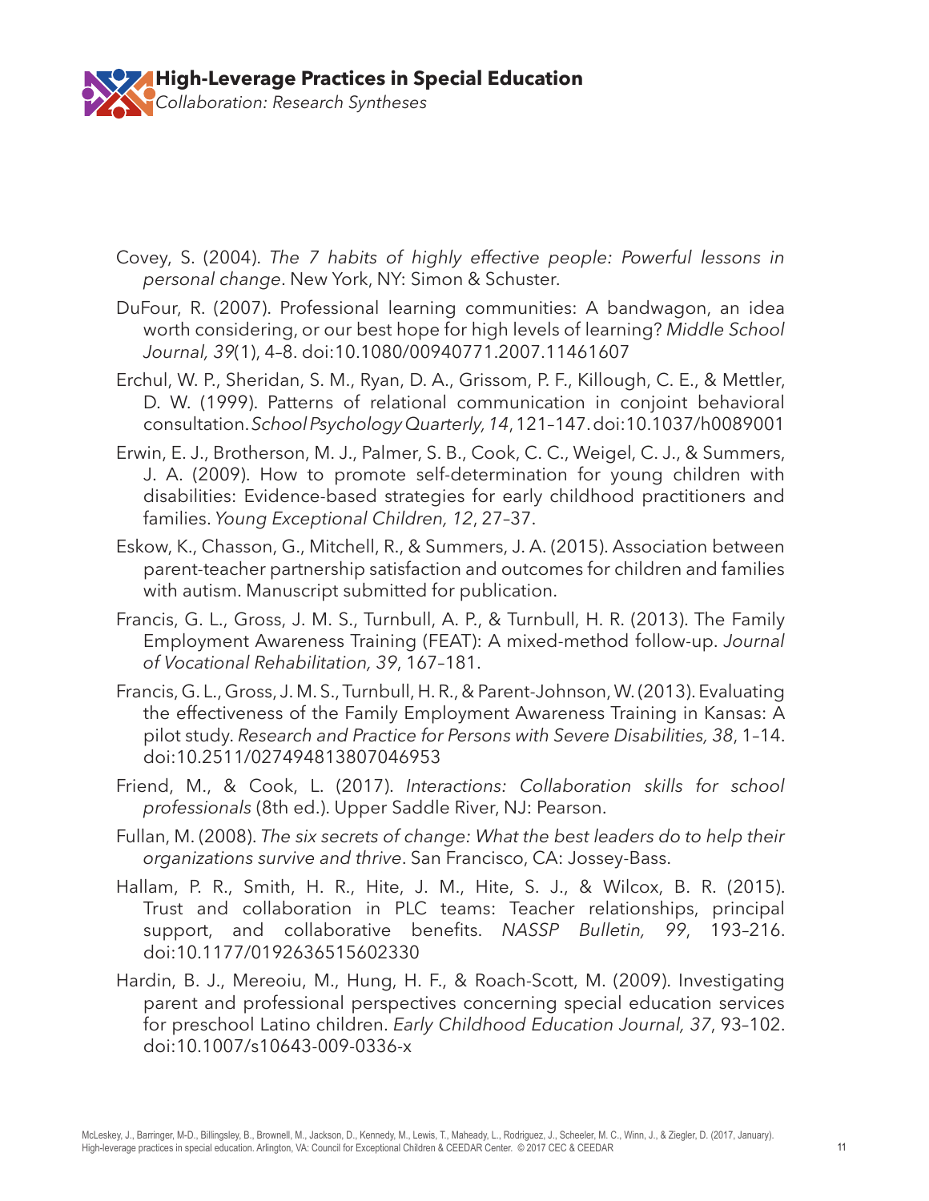Covey, S. (2004). *The 7 habits of highly effective people: Powerful lessons in personal change*. New York, NY: Simon & Schuster.

DuFour, R. (2007). Professional learning communities: A bandwagon, an idea worth considering, or our best hope for high levels of learning? *Middle School Journal, 39*(1), 4–8. doi:10.1080/00940771.2007.11461607

Erchul, W. P., Sheridan, S. M., Ryan, D. A., Grissom, P. F., Killough, C. E., & Mettler, D. W. (1999). Patterns of relational communication in conjoint behavioral consultation. *School Psychology Quarterly, 14*, 121–147. doi:10.1037/h0089001

Erwin, E. J., Brotherson, M. J., Palmer, S. B., Cook, C. C., Weigel, C. J., & Summers, J. A. (2009). How to promote self-determination for young children with disabilities: Evidence-based strategies for early childhood practitioners and families. *Young Exceptional Children, 12*, 27–37.

Eskow, K., Chasson, G., Mitchell, R., & Summers, J. A. (2015). Association between parent-teacher partnership satisfaction and outcomes for children and families with autism. Manuscript submitted for publication.

Francis, G. L., Gross, J. M. S., Turnbull, A. P., & Turnbull, H. R. (2013). The Family Employment Awareness Training (FEAT): A mixed-method follow-up. *Journal of Vocational Rehabilitation, 39*, 167–181.

Francis, G. L., Gross, J. M. S., Turnbull, H. R., & Parent-Johnson, W. (2013). Evaluating the effectiveness of the Family Employment Awareness Training in Kansas: A pilot study. *Research and Practice for Persons with Severe Disabilities, 38*, 1–14. doi:10.2511/027494813807046953

Friend, M., & Cook, L. (2017). *Interactions: Collaboration skills for school professionals* (8th ed.). Upper Saddle River, NJ: Pearson.

Fullan, M. (2008). *The six secrets of change: What the best leaders do to help their organizations survive and thrive*. San Francisco, CA: Jossey-Bass.

Hallam, P. R., Smith, H. R., Hite, J. M., Hite, S. J., & Wilcox, B. R. (2015). Trust and collaboration in PLC teams: Teacher relationships, principal support, and collaborative benefits. *NASSP Bulletin, 99*, 193–216. doi:10.1177/0192636515602330

Hardin, B. J., Mereoiu, M., Hung, H. F., & Roach-Scott, M. (2009). Investigating parent and professional perspectives concerning special education services for preschool Latino children. *Early Childhood Education Journal, 37*, 93–102. doi:10.1007/s10643-009-0336-x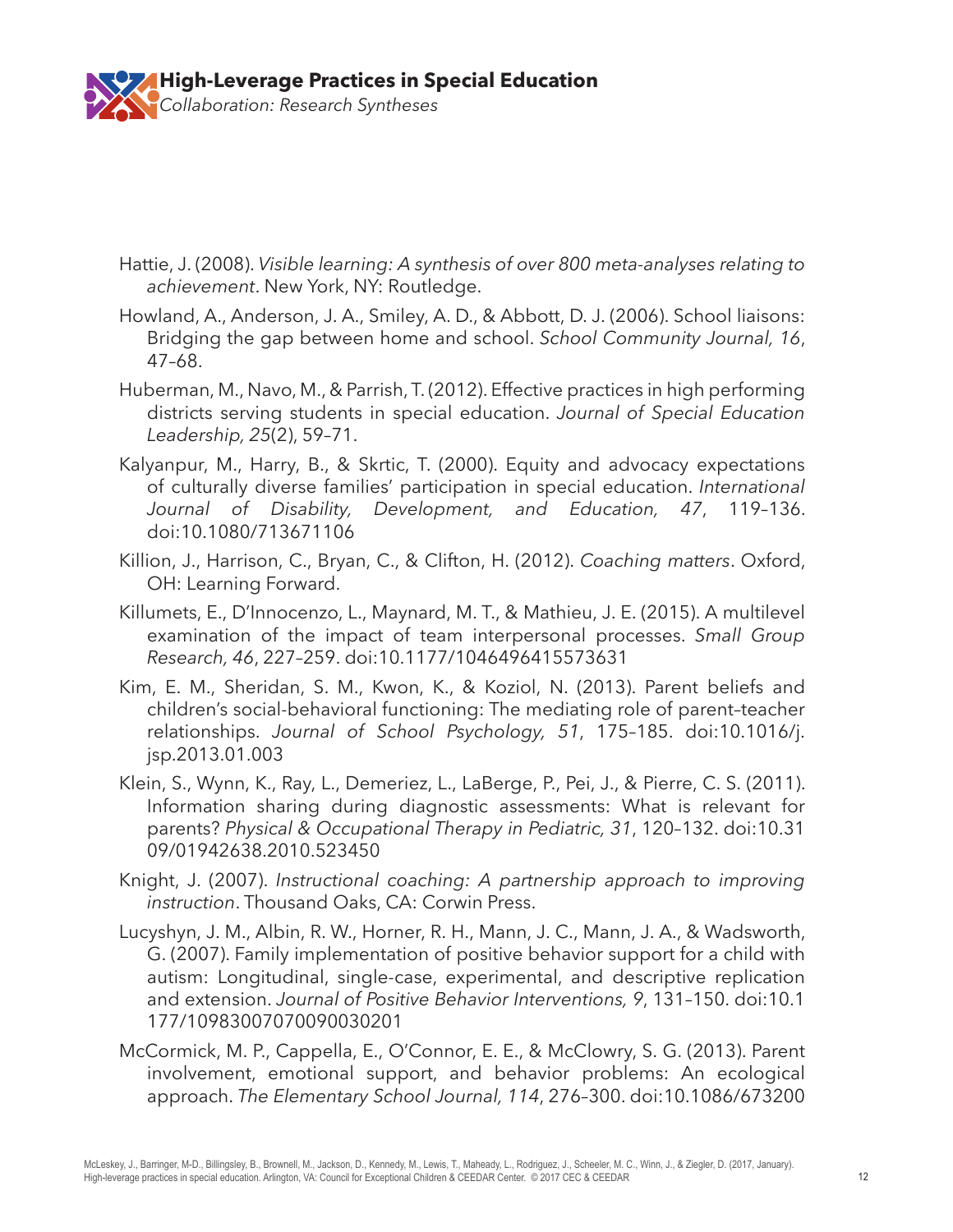Hattie, J. (2008). *Visible learning: A synthesis of over 800 meta-analyses relating to achievement*. New York, NY: Routledge.

Howland, A., Anderson, J. A., Smiley, A. D., & Abbott, D. J. (2006). School liaisons: Bridging the gap between home and school. *School Community Journal, 16*, 47–68.

Huberman, M., Navo, M., & Parrish, T. (2012). Effective practices in high performing districts serving students in special education. *Journal of Special Education Leadership, 25*(2), 59–71.

Kalyanpur, M., Harry, B., & Skrtic, T. (2000). Equity and advocacy expectations of culturally diverse families' participation in special education. *International Journal of Disability, Development, and Education, 47*, 119–136. doi:10.1080/713671106

Killion, J., Harrison, C., Bryan, C., & Clifton, H. (2012). *Coaching matters*. Oxford, OH: Learning Forward.

Killumets, E., D'Innocenzo, L., Maynard, M. T., & Mathieu, J. E. (2015). A multilevel examination of the impact of team interpersonal processes. *Small Group Research, 46*, 227–259. doi:10.1177/1046496415573631

Kim, E. M., Sheridan, S. M., Kwon, K., & Koziol, N. (2013). Parent beliefs and children's social-behavioral functioning: The mediating role of parent–teacher relationships. *Journal of School Psychology, 51*, 175–185. doi:10.1016/j.jsp.2013.01.003

Klein, S., Wynn, K., Ray, L., Demeriez, L., LaBerge, P., Pei, J., & Pierre, C. S. (2011). Information sharing during diagnostic assessments: What is relevant for parents? *Physical & Occupational Therapy in Pediatric, 31*, 120–132. doi:10.3109/01942638.2010.523450

Knight, J. (2007). *Instructional coaching: A partnership approach to improving instruction*. Thousand Oaks, CA: Corwin Press.

Lucyshyn, J. M., Albin, R. W., Horner, R. H., Mann, J. C., Mann, J. A., & Wadsworth, G. (2007). Family implementation of positive behavior support for a child with autism: Longitudinal, single-case, experimental, and descriptive replication and extension. *Journal of Positive Behavior Interventions, 9*, 131–150. doi:10.1177/10983007070090030201

McCormick, M. P., Cappella, E., O'Connor, E. E., & McClowry, S. G. (2013). Parent involvement, emotional support, and behavior problems: An ecological approach. *The Elementary School Journal, 114*, 276–300. doi:10.1086/673200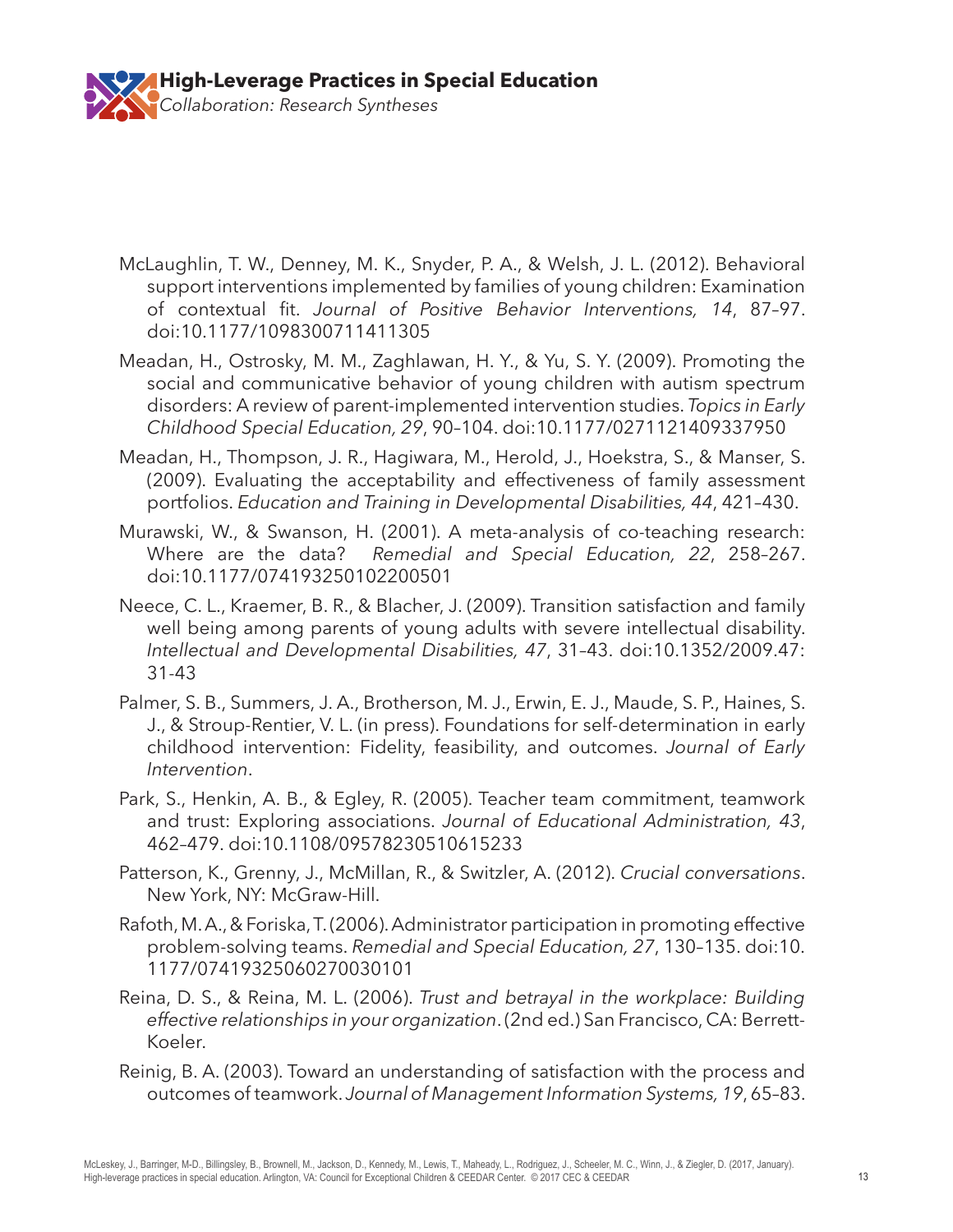McLaughlin, T. W., Denney, M. K., Snyder, P. A., & Welsh, J. L. (2012). Behavioral support interventions implemented by families of young children: Examination of contextual fit. *Journal of Positive Behavior Interventions, 14*, 87–97. doi:10.1177/1098300711411305

Meadan, H., Ostrosky, M. M., Zaghlawan, H. Y., & Yu, S. Y. (2009). Promoting the social and communicative behavior of young children with autism spectrum disorders: A review of parent-implemented intervention studies. *Topics in Early Childhood Special Education, 29*, 90–104. doi:10.1177/0271121409337950

Meadan, H., Thompson, J. R., Hagiwara, M., Herold, J., Hoekstra, S., & Manser, S. (2009). Evaluating the acceptability and effectiveness of family assessment portfolios. *Education and Training in Developmental Disabilities, 44*, 421–430.

Murawski, W., & Swanson, H. (2001). A meta-analysis of co-teaching research: Where are the data? *Remedial and Special Education, 22*, 258–267. doi:10.1177/074193250102200501

Neece, C. L., Kraemer, B. R., & Blacher, J. (2009). Transition satisfaction and family well being among parents of young adults with severe intellectual disability. *Intellectual and Developmental Disabilities, 47*, 31–43. doi:10.1352/2009.47: 31-43

Palmer, S. B., Summers, J. A., Brotherson, M. J., Erwin, E. J., Maude, S. P., Haines, S. J., & Stroup-Rentier, V. L. (in press). Foundations for self-determination in early childhood intervention: Fidelity, feasibility, and outcomes. *Journal of Early Intervention*.

Park, S., Henkin, A. B., & Egley, R. (2005). Teacher team commitment, teamwork and trust: Exploring associations. *Journal of Educational Administration, 43*, 462–479. doi:10.1108/09578230510615233

Patterson, K., Grenny, J., McMillan, R., & Switzler, A. (2012). *Crucial conversations*. New York, NY: McGraw-Hill.

Rafoth, M. A., & Foriska, T. (2006). Administrator participation in promoting effective problem-solving teams. *Remedial and Special Education, 27*, 130–135. doi:10.1177/07419325060270030101

Reina, D. S., & Reina, M. L. (2006). *Trust and betrayal in the workplace: Building effective relationships in your organization*. (2nd ed.) San Francisco, CA: Berrett-Koeler.

Reinig, B. A. (2003). Toward an understanding of satisfaction with the process and outcomes of teamwork. *Journal of Management Information Systems, 19*, 65–83.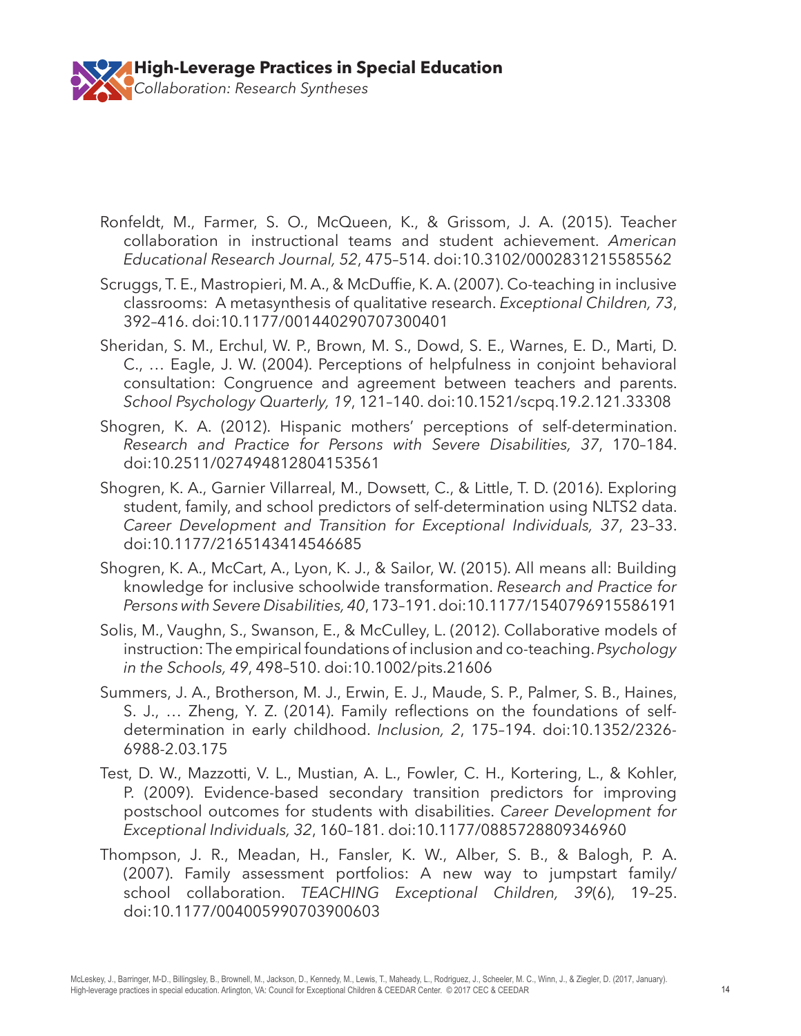Ronfeldt, M., Farmer, S. O., McQueen, K., & Grissom, J. A. (2015). Teacher collaboration in instructional teams and student achievement. *American Educational Research Journal, 52*, 475–514. doi:10.3102/0002831215585562

Scruggs, T. E., Mastropieri, M. A., & McDuffie, K. A. (2007). Co-teaching in inclusive classrooms: A metasynthesis of qualitative research. *Exceptional Children, 73*, 392–416. doi:10.1177/001440290707300401

Sheridan, S. M., Erchul, W. P., Brown, M. S., Dowd, S. E., Warnes, E. D., Marti, D. C., … Eagle, J. W. (2004). Perceptions of helpfulness in conjoint behavioral consultation: Congruence and agreement between teachers and parents. *School Psychology Quarterly, 19*, 121–140. doi:10.1521/scpq.19.2.121.33308

Shogren, K. A. (2012). Hispanic mothers' perceptions of self-determination. *Research and Practice for Persons with Severe Disabilities, 37*, 170–184. doi:10.2511/027494812804153561

Shogren, K. A., Garnier Villarreal, M., Dowsett, C., & Little, T. D. (2016). Exploring student, family, and school predictors of self-determination using NLTS2 data. *Career Development and Transition for Exceptional Individuals, 37*, 23–33. doi:10.1177/2165143414546685

Shogren, K. A., McCart, A., Lyon, K. J., & Sailor, W. (2015). All means all: Building knowledge for inclusive schoolwide transformation. *Research and Practice for Persons with Severe Disabilities, 40*, 173–191. doi:10.1177/1540796915586191

Solis, M., Vaughn, S., Swanson, E., & McCulley, L. (2012). Collaborative models of instruction: The empirical foundations of inclusion and co-teaching. *Psychology in the Schools, 49*, 498–510. doi:10.1002/pits.21606

Summers, J. A., Brotherson, M. J., Erwin, E. J., Maude, S. P., Palmer, S. B., Haines, S. J., … Zheng, Y. Z. (2014). Family reflections on the foundations of self-determination in early childhood. *Inclusion, 2*, 175–194. doi:10.1352/2326-6988-2.03.175

Test, D. W., Mazzotti, V. L., Mustian, A. L., Fowler, C. H., Kortering, L., & Kohler, P. (2009). Evidence-based secondary transition predictors for improving postschool outcomes for students with disabilities. *Career Development for Exceptional Individuals, 32*, 160–181. doi:10.1177/0885728809346960

Thompson, J. R., Meadan, H., Fansler, K. W., Alber, S. B., & Balogh, P. A. (2007). Family assessment portfolios: A new way to jumpstart family/school collaboration. *TEACHING Exceptional Children, 39*(6), 19–25. doi:10.1177/004005990703900603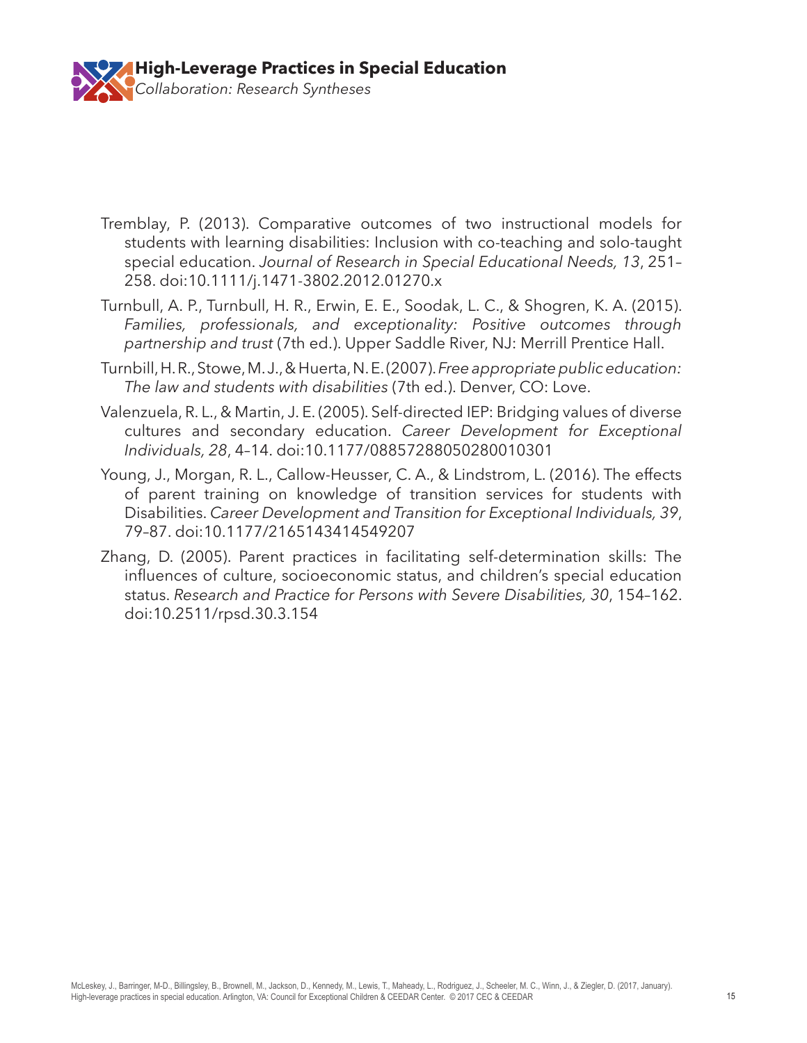Tremblay, P. (2013). Comparative outcomes of two instructional models for students with learning disabilities: Inclusion with co-teaching and solo-taught special education. *Journal of Research in Special Educational Needs, 13*, 251–258. doi:10.1111/j.1471-3802.2012.01270.x

Turnbull, A. P., Turnbull, H. R., Erwin, E. E., Soodak, L. C., & Shogren, K. A. (2015). *Families, professionals, and exceptionality: Positive outcomes through partnership and trust* (7th ed.). Upper Saddle River, NJ: Merrill Prentice Hall.

Turnbill, H. R., Stowe, M. J., & Huerta, N. E. (2007). *Free appropriate public education: The law and students with disabilities* (7th ed.). Denver, CO: Love.

Valenzuela, R. L., & Martin, J. E. (2005). Self-directed IEP: Bridging values of diverse cultures and secondary education. *Career Development for Exceptional Individuals, 28*, 4–14. doi:10.1177/08857288050280010301

Young, J., Morgan, R. L., Callow-Heusser, C. A., & Lindstrom, L. (2016). The effects of parent training on knowledge of transition services for students with Disabilities. *Career Development and Transition for Exceptional Individuals, 39*, 79–87. doi:10.1177/2165143414549207

Zhang, D. (2005). Parent practices in facilitating self-determination skills: The influences of culture, socioeconomic status, and children's special education status. *Research and Practice for Persons with Severe Disabilities, 30*, 154–162. doi:10.2511/rpsd.30.3.154